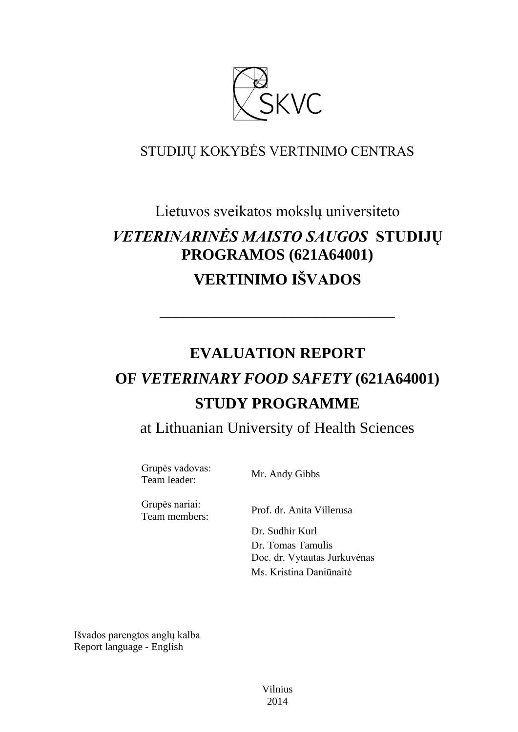SKVC

STUDIJŲ KOKYBĖS VERTINIMO CENTRAS

# Lietuvos sveikatos mokslų universiteto

# *VETERINARINĖS MAISTO SAUGOS* STUDIJŲ PROGRAMOS (621A64001) VERTINIMO IŠVADOS

---

# EVALUATION REPORT OF *VETERINARY FOOD SAFETY* (621A64001) STUDY PROGRAMME

at Lithuanian University of Health Sciences

| | |
|---|---|
| Grupės vadovas:<br>Team leader: | Mr. Andy Gibbs |
| Grupės nariai:<br>Team members: | Prof. dr. Anita Villerusa |
| | Dr. Sudhir Kurl |
| | Dr. Tomas Tamulis |
| | Doc. dr. Vytautas Jurkuvėnas |
| | Ms. Kristina Daniūnaitė |

Išvados parengtos anglų kalba
Report language - English

Vilnius
2014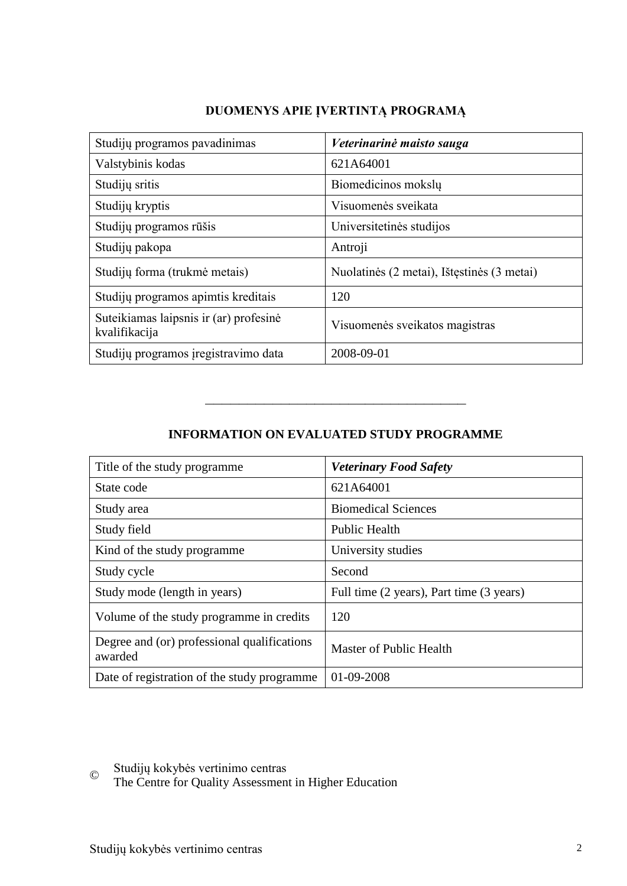## DUOMENYS APIE ĮVERTINTĄ PROGRAMĄ

| Studijų programos pavadinimas | ***Veterinarinė maisto sauga*** |
|---|---|
| Valstybinis kodas | 621A64001 |
| Studijų sritis | Biomedicinos mokslų |
| Studijų kryptis | Visuomenės sveikata |
| Studijų programos rūšis | Universitetinės studijos |
| Studijų pakopa | Antroji |
| Studijų forma (trukmė metais) | Nuolatinės (2 metai), Ištęstinės (3 metai) |
| Studijų programos apimtis kreditais | 120 |
| Suteikiamas laipsnis ir (ar) profesinė kvalifikacija | Visuomenės sveikatos magistras |
| Studijų programos įregistravimo data | 2008-09-01 |

---

## INFORMATION ON EVALUATED STUDY PROGRAMME

| Title of the study programme | ***Veterinary Food Safety*** |
|---|---|
| State code | 621A64001 |
| Study area | Biomedical Sciences |
| Study field | Public Health |
| Kind of the study programme | University studies |
| Study cycle | Second |
| Study mode (length in years) | Full time (2 years), Part time (3 years) |
| Volume of the study programme in credits | 120 |
| Degree and (or) professional qualifications awarded | Master of Public Health |
| Date of registration of the study programme | 01-09-2008 |

© Studijų kokybės vertinimo centras
The Centre for Quality Assessment in Higher Education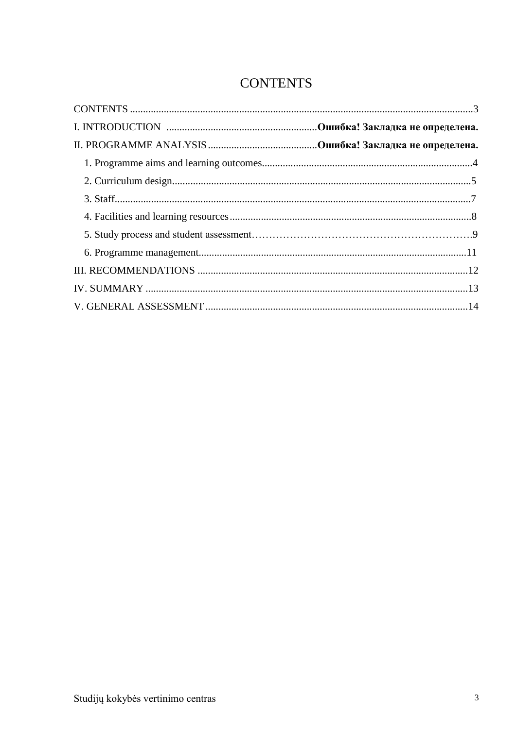# CONTENTS

CONTENTS ....................................................................................................................................3

I. INTRODUCTION ..........................................................**Ошибка! Закладка не определена.**

II. PROGRAMME ANALYSIS..........................................**Ошибка! Закладка не определена.**

1. Programme aims and learning outcomes.................................................................................4
2. Curriculum design....................................................................................................................5
3. Staff..........................................................................................................................................7
4. Facilities and learning resources.............................................................................................8
5. Study process and student assessment……………………………………………………….9
6. Programme management.......................................................................................................11

III. RECOMMENDATIONS ........................................................................................................12

IV. SUMMARY ............................................................................................................................13

V. GENERAL ASSESSMENT .....................................................................................................14

Studijų kokybės vertinimo centras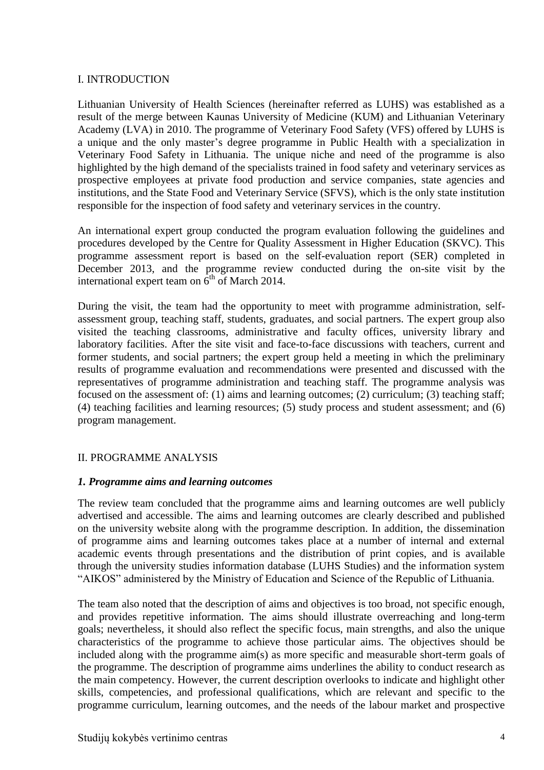## I. INTRODUCTION

Lithuanian University of Health Sciences (hereinafter referred as LUHS) was established as a result of the merge between Kaunas University of Medicine (KUM) and Lithuanian Veterinary Academy (LVA) in 2010. The programme of Veterinary Food Safety (VFS) offered by LUHS is a unique and the only master's degree programme in Public Health with a specialization in Veterinary Food Safety in Lithuania. The unique niche and need of the programme is also highlighted by the high demand of the specialists trained in food safety and veterinary services as prospective employees at private food production and service companies, state agencies and institutions, and the State Food and Veterinary Service (SFVS), which is the only state institution responsible for the inspection of food safety and veterinary services in the country.

An international expert group conducted the program evaluation following the guidelines and procedures developed by the Centre for Quality Assessment in Higher Education (SKVC). This programme assessment report is based on the self-evaluation report (SER) completed in December 2013, and the programme review conducted during the on-site visit by the international expert team on 6th of March 2014.

During the visit, the team had the opportunity to meet with programme administration, self-assessment group, teaching staff, students, graduates, and social partners. The expert group also visited the teaching classrooms, administrative and faculty offices, university library and laboratory facilities. After the site visit and face-to-face discussions with teachers, current and former students, and social partners; the expert group held a meeting in which the preliminary results of programme evaluation and recommendations were presented and discussed with the representatives of programme administration and teaching staff. The programme analysis was focused on the assessment of: (1) aims and learning outcomes; (2) curriculum; (3) teaching staff; (4) teaching facilities and learning resources; (5) study process and student assessment; and (6) program management.

## II. PROGRAMME ANALYSIS

### *1. Programme aims and learning outcomes*

The review team concluded that the programme aims and learning outcomes are well publicly advertised and accessible. The aims and learning outcomes are clearly described and published on the university website along with the programme description. In addition, the dissemination of programme aims and learning outcomes takes place at a number of internal and external academic events through presentations and the distribution of print copies, and is available through the university studies information database (LUHS Studies) and the information system "AIKOS" administered by the Ministry of Education and Science of the Republic of Lithuania.

The team also noted that the description of aims and objectives is too broad, not specific enough, and provides repetitive information. The aims should illustrate overreaching and long-term goals; nevertheless, it should also reflect the specific focus, main strengths, and also the unique characteristics of the programme to achieve those particular aims. The objectives should be included along with the programme aim(s) as more specific and measurable short-term goals of the programme. The description of programme aims underlines the ability to conduct research as the main competency. However, the current description overlooks to indicate and highlight other skills, competencies, and professional qualifications, which are relevant and specific to the programme curriculum, learning outcomes, and the needs of the labour market and prospective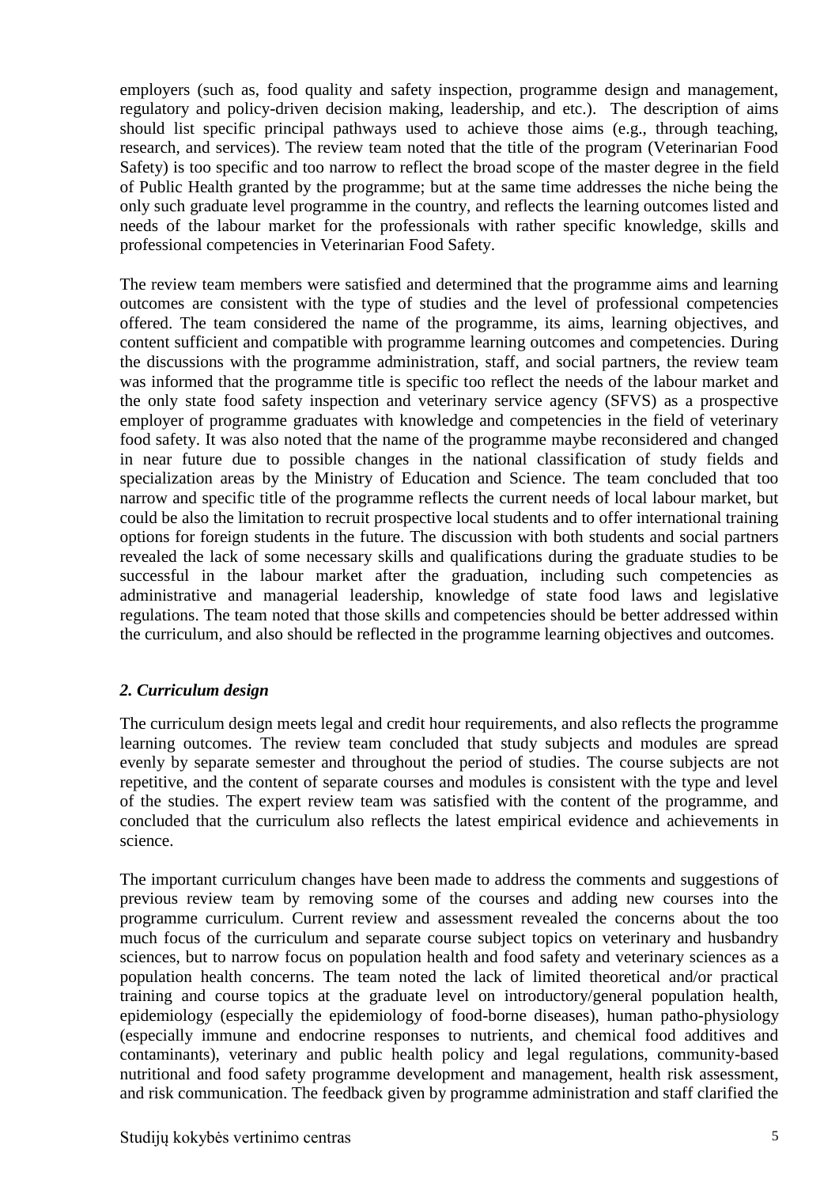employers (such as, food quality and safety inspection, programme design and management, regulatory and policy-driven decision making, leadership, and etc.). The description of aims should list specific principal pathways used to achieve those aims (e.g., through teaching, research, and services). The review team noted that the title of the program (Veterinarian Food Safety) is too specific and too narrow to reflect the broad scope of the master degree in the field of Public Health granted by the programme; but at the same time addresses the niche being the only such graduate level programme in the country, and reflects the learning outcomes listed and needs of the labour market for the professionals with rather specific knowledge, skills and professional competencies in Veterinarian Food Safety.

The review team members were satisfied and determined that the programme aims and learning outcomes are consistent with the type of studies and the level of professional competencies offered. The team considered the name of the programme, its aims, learning objectives, and content sufficient and compatible with programme learning outcomes and competencies. During the discussions with the programme administration, staff, and social partners, the review team was informed that the programme title is specific too reflect the needs of the labour market and the only state food safety inspection and veterinary service agency (SFVS) as a prospective employer of programme graduates with knowledge and competencies in the field of veterinary food safety. It was also noted that the name of the programme maybe reconsidered and changed in near future due to possible changes in the national classification of study fields and specialization areas by the Ministry of Education and Science. The team concluded that too narrow and specific title of the programme reflects the current needs of local labour market, but could be also the limitation to recruit prospective local students and to offer international training options for foreign students in the future. The discussion with both students and social partners revealed the lack of some necessary skills and qualifications during the graduate studies to be successful in the labour market after the graduation, including such competencies as administrative and managerial leadership, knowledge of state food laws and legislative regulations. The team noted that those skills and competencies should be better addressed within the curriculum, and also should be reflected in the programme learning objectives and outcomes.

### *2. Curriculum design*

The curriculum design meets legal and credit hour requirements, and also reflects the programme learning outcomes. The review team concluded that study subjects and modules are spread evenly by separate semester and throughout the period of studies. The course subjects are not repetitive, and the content of separate courses and modules is consistent with the type and level of the studies. The expert review team was satisfied with the content of the programme, and concluded that the curriculum also reflects the latest empirical evidence and achievements in science.

The important curriculum changes have been made to address the comments and suggestions of previous review team by removing some of the courses and adding new courses into the programme curriculum. Current review and assessment revealed the concerns about the too much focus of the curriculum and separate course subject topics on veterinary and husbandry sciences, but to narrow focus on population health and food safety and veterinary sciences as a population health concerns. The team noted the lack of limited theoretical and/or practical training and course topics at the graduate level on introductory/general population health, epidemiology (especially the epidemiology of food-borne diseases), human patho-physiology (especially immune and endocrine responses to nutrients, and chemical food additives and contaminants), veterinary and public health policy and legal regulations, community-based nutritional and food safety programme development and management, health risk assessment, and risk communication. The feedback given by programme administration and staff clarified the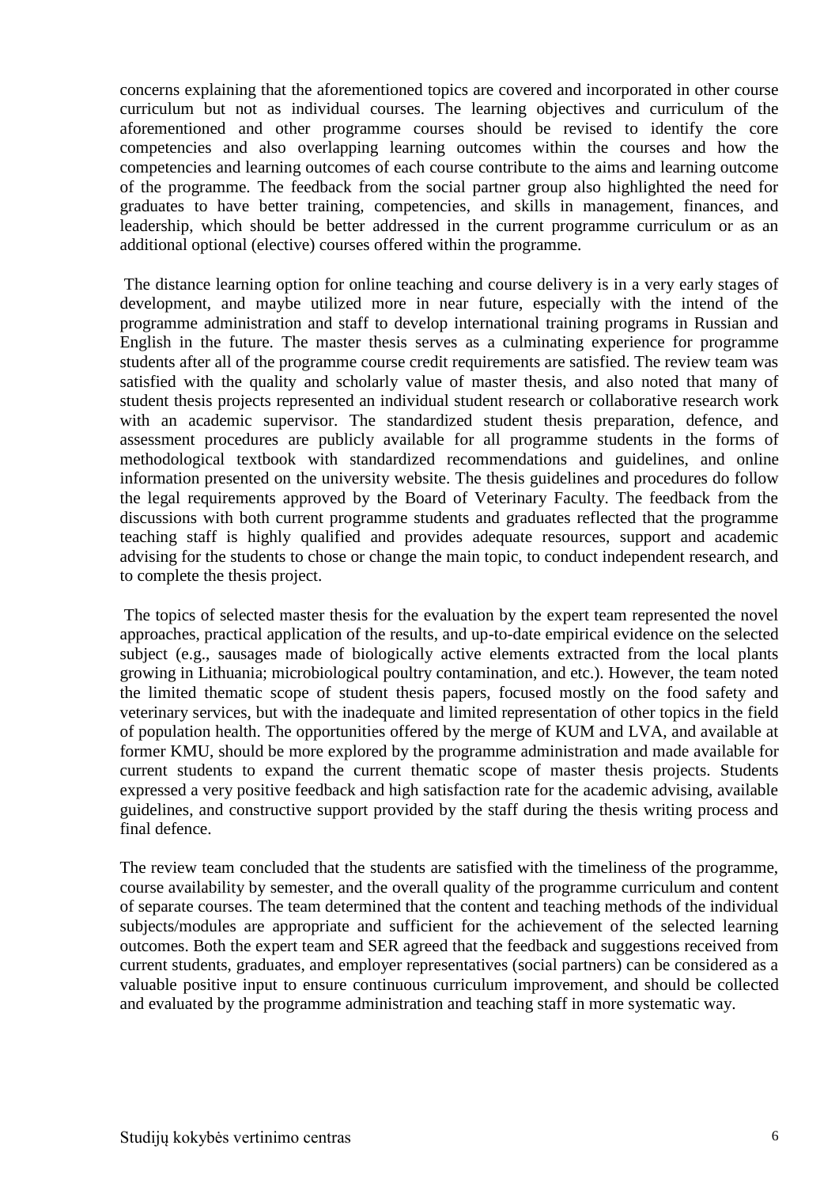concerns explaining that the aforementioned topics are covered and incorporated in other course curriculum but not as individual courses. The learning objectives and curriculum of the aforementioned and other programme courses should be revised to identify the core competencies and also overlapping learning outcomes within the courses and how the competencies and learning outcomes of each course contribute to the aims and learning outcome of the programme. The feedback from the social partner group also highlighted the need for graduates to have better training, competencies, and skills in management, finances, and leadership, which should be better addressed in the current programme curriculum or as an additional optional (elective) courses offered within the programme.

The distance learning option for online teaching and course delivery is in a very early stages of development, and maybe utilized more in near future, especially with the intend of the programme administration and staff to develop international training programs in Russian and English in the future. The master thesis serves as a culminating experience for programme students after all of the programme course credit requirements are satisfied. The review team was satisfied with the quality and scholarly value of master thesis, and also noted that many of student thesis projects represented an individual student research or collaborative research work with an academic supervisor. The standardized student thesis preparation, defence, and assessment procedures are publicly available for all programme students in the forms of methodological textbook with standardized recommendations and guidelines, and online information presented on the university website. The thesis guidelines and procedures do follow the legal requirements approved by the Board of Veterinary Faculty. The feedback from the discussions with both current programme students and graduates reflected that the programme teaching staff is highly qualified and provides adequate resources, support and academic advising for the students to chose or change the main topic, to conduct independent research, and to complete the thesis project.

The topics of selected master thesis for the evaluation by the expert team represented the novel approaches, practical application of the results, and up-to-date empirical evidence on the selected subject (e.g., sausages made of biologically active elements extracted from the local plants growing in Lithuania; microbiological poultry contamination, and etc.). However, the team noted the limited thematic scope of student thesis papers, focused mostly on the food safety and veterinary services, but with the inadequate and limited representation of other topics in the field of population health. The opportunities offered by the merge of KUM and LVA, and available at former KMU, should be more explored by the programme administration and made available for current students to expand the current thematic scope of master thesis projects. Students expressed a very positive feedback and high satisfaction rate for the academic advising, available guidelines, and constructive support provided by the staff during the thesis writing process and final defence.

The review team concluded that the students are satisfied with the timeliness of the programme, course availability by semester, and the overall quality of the programme curriculum and content of separate courses. The team determined that the content and teaching methods of the individual subjects/modules are appropriate and sufficient for the achievement of the selected learning outcomes. Both the expert team and SER agreed that the feedback and suggestions received from current students, graduates, and employer representatives (social partners) can be considered as a valuable positive input to ensure continuous curriculum improvement, and should be collected and evaluated by the programme administration and teaching staff in more systematic way.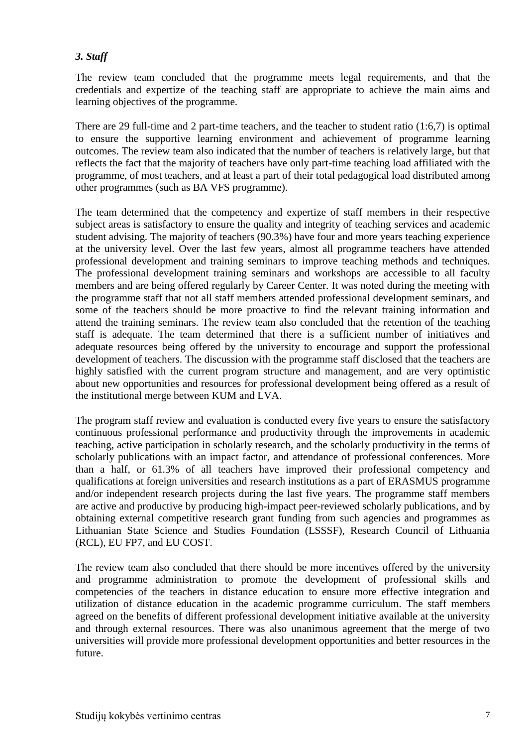***3. Staff***

The review team concluded that the programme meets legal requirements, and that the credentials and expertize of the teaching staff are appropriate to achieve the main aims and learning objectives of the programme.

There are 29 full-time and 2 part-time teachers, and the teacher to student ratio (1:6,7) is optimal to ensure the supportive learning environment and achievement of programme learning outcomes. The review team also indicated that the number of teachers is relatively large, but that reflects the fact that the majority of teachers have only part-time teaching load affiliated with the programme, of most teachers, and at least a part of their total pedagogical load distributed among other programmes (such as BA VFS programme).

The team determined that the competency and expertize of staff members in their respective subject areas is satisfactory to ensure the quality and integrity of teaching services and academic student advising. The majority of teachers (90.3%) have four and more years teaching experience at the university level. Over the last few years, almost all programme teachers have attended professional development and training seminars to improve teaching methods and techniques. The professional development training seminars and workshops are accessible to all faculty members and are being offered regularly by Career Center. It was noted during the meeting with the programme staff that not all staff members attended professional development seminars, and some of the teachers should be more proactive to find the relevant training information and attend the training seminars. The review team also concluded that the retention of the teaching staff is adequate. The team determined that there is a sufficient number of initiatives and adequate resources being offered by the university to encourage and support the professional development of teachers. The discussion with the programme staff disclosed that the teachers are highly satisfied with the current program structure and management, and are very optimistic about new opportunities and resources for professional development being offered as a result of the institutional merge between KUM and LVA.

The program staff review and evaluation is conducted every five years to ensure the satisfactory continuous professional performance and productivity through the improvements in academic teaching, active participation in scholarly research, and the scholarly productivity in the terms of scholarly publications with an impact factor, and attendance of professional conferences. More than a half, or 61.3% of all teachers have improved their professional competency and qualifications at foreign universities and research institutions as a part of ERASMUS programme and/or independent research projects during the last five years. The programme staff members are active and productive by producing high-impact peer-reviewed scholarly publications, and by obtaining external competitive research grant funding from such agencies and programmes as Lithuanian State Science and Studies Foundation (LSSSF), Research Council of Lithuania (RCL), EU FP7, and EU COST.

The review team also concluded that there should be more incentives offered by the university and programme administration to promote the development of professional skills and competencies of the teachers in distance education to ensure more effective integration and utilization of distance education in the academic programme curriculum. The staff members agreed on the benefits of different professional development initiative available at the university and through external resources. There was also unanimous agreement that the merge of two universities will provide more professional development opportunities and better resources in the future.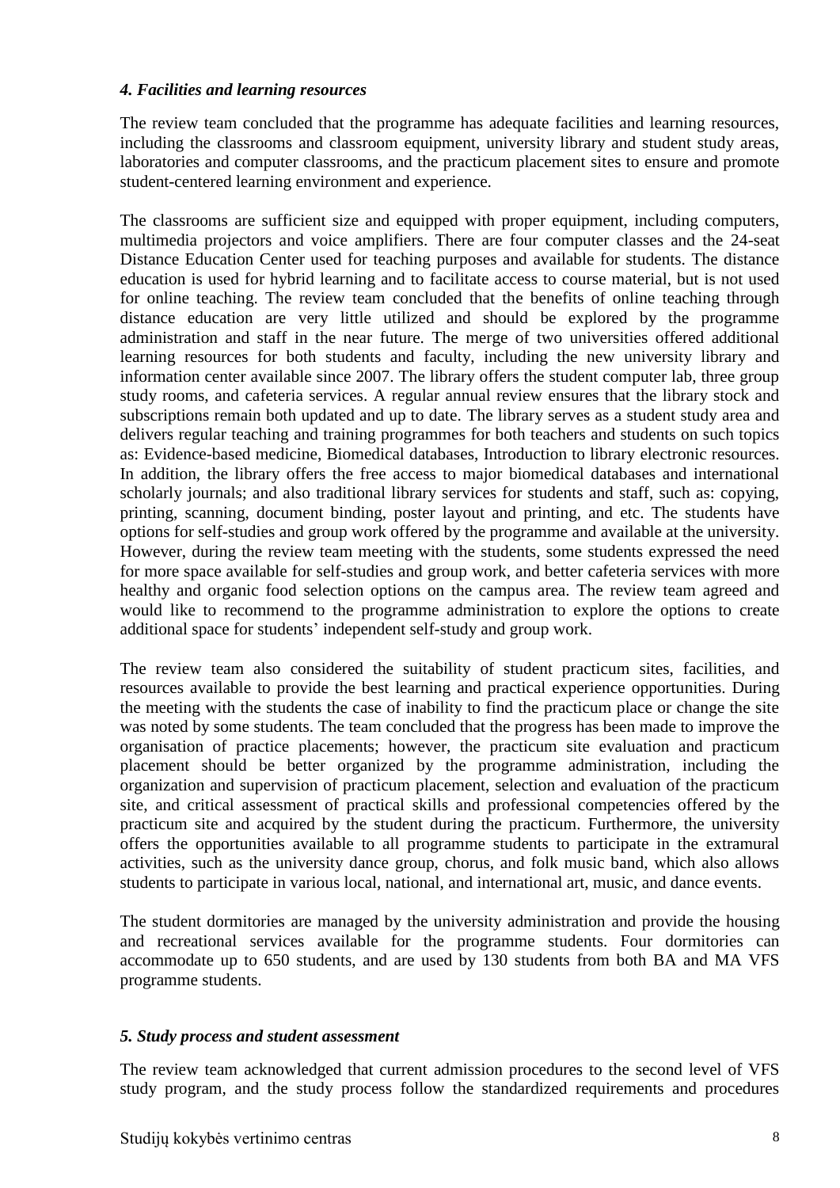### *4. Facilities and learning resources*

The review team concluded that the programme has adequate facilities and learning resources, including the classrooms and classroom equipment, university library and student study areas, laboratories and computer classrooms, and the practicum placement sites to ensure and promote student-centered learning environment and experience.

The classrooms are sufficient size and equipped with proper equipment, including computers, multimedia projectors and voice amplifiers. There are four computer classes and the 24-seat Distance Education Center used for teaching purposes and available for students. The distance education is used for hybrid learning and to facilitate access to course material, but is not used for online teaching. The review team concluded that the benefits of online teaching through distance education are very little utilized and should be explored by the programme administration and staff in the near future. The merge of two universities offered additional learning resources for both students and faculty, including the new university library and information center available since 2007. The library offers the student computer lab, three group study rooms, and cafeteria services. A regular annual review ensures that the library stock and subscriptions remain both updated and up to date. The library serves as a student study area and delivers regular teaching and training programmes for both teachers and students on such topics as: Evidence-based medicine, Biomedical databases, Introduction to library electronic resources. In addition, the library offers the free access to major biomedical databases and international scholarly journals; and also traditional library services for students and staff, such as: copying, printing, scanning, document binding, poster layout and printing, and etc. The students have options for self-studies and group work offered by the programme and available at the university. However, during the review team meeting with the students, some students expressed the need for more space available for self-studies and group work, and better cafeteria services with more healthy and organic food selection options on the campus area. The review team agreed and would like to recommend to the programme administration to explore the options to create additional space for students' independent self-study and group work.

The review team also considered the suitability of student practicum sites, facilities, and resources available to provide the best learning and practical experience opportunities. During the meeting with the students the case of inability to find the practicum place or change the site was noted by some students. The team concluded that the progress has been made to improve the organisation of practice placements; however, the practicum site evaluation and practicum placement should be better organized by the programme administration, including the organization and supervision of practicum placement, selection and evaluation of the practicum site, and critical assessment of practical skills and professional competencies offered by the practicum site and acquired by the student during the practicum. Furthermore, the university offers the opportunities available to all programme students to participate in the extramural activities, such as the university dance group, chorus, and folk music band, which also allows students to participate in various local, national, and international art, music, and dance events.

The student dormitories are managed by the university administration and provide the housing and recreational services available for the programme students. Four dormitories can accommodate up to 650 students, and are used by 130 students from both BA and MA VFS programme students.

### *5. Study process and student assessment*

The review team acknowledged that current admission procedures to the second level of VFS study program, and the study process follow the standardized requirements and procedures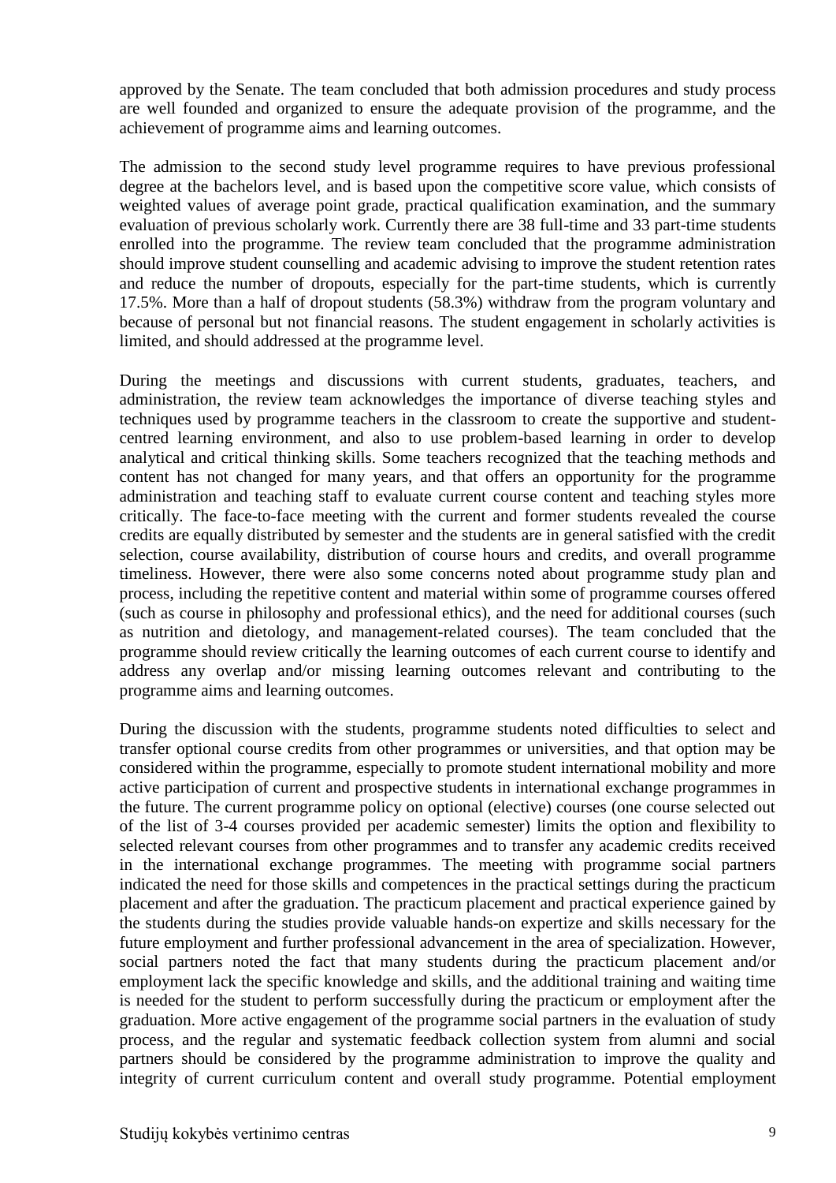approved by the Senate. The team concluded that both admission procedures and study process are well founded and organized to ensure the adequate provision of the programme, and the achievement of programme aims and learning outcomes.

The admission to the second study level programme requires to have previous professional degree at the bachelors level, and is based upon the competitive score value, which consists of weighted values of average point grade, practical qualification examination, and the summary evaluation of previous scholarly work. Currently there are 38 full-time and 33 part-time students enrolled into the programme. The review team concluded that the programme administration should improve student counselling and academic advising to improve the student retention rates and reduce the number of dropouts, especially for the part-time students, which is currently 17.5%. More than a half of dropout students (58.3%) withdraw from the program voluntary and because of personal but not financial reasons. The student engagement in scholarly activities is limited, and should addressed at the programme level.

During the meetings and discussions with current students, graduates, teachers, and administration, the review team acknowledges the importance of diverse teaching styles and techniques used by programme teachers in the classroom to create the supportive and student-centred learning environment, and also to use problem-based learning in order to develop analytical and critical thinking skills. Some teachers recognized that the teaching methods and content has not changed for many years, and that offers an opportunity for the programme administration and teaching staff to evaluate current course content and teaching styles more critically. The face-to-face meeting with the current and former students revealed the course credits are equally distributed by semester and the students are in general satisfied with the credit selection, course availability, distribution of course hours and credits, and overall programme timeliness. However, there were also some concerns noted about programme study plan and process, including the repetitive content and material within some of programme courses offered (such as course in philosophy and professional ethics), and the need for additional courses (such as nutrition and dietology, and management-related courses). The team concluded that the programme should review critically the learning outcomes of each current course to identify and address any overlap and/or missing learning outcomes relevant and contributing to the programme aims and learning outcomes.

During the discussion with the students, programme students noted difficulties to select and transfer optional course credits from other programmes or universities, and that option may be considered within the programme, especially to promote student international mobility and more active participation of current and prospective students in international exchange programmes in the future. The current programme policy on optional (elective) courses (one course selected out of the list of 3-4 courses provided per academic semester) limits the option and flexibility to selected relevant courses from other programmes and to transfer any academic credits received in the international exchange programmes. The meeting with programme social partners indicated the need for those skills and competences in the practical settings during the practicum placement and after the graduation. The practicum placement and practical experience gained by the students during the studies provide valuable hands-on expertize and skills necessary for the future employment and further professional advancement in the area of specialization. However, social partners noted the fact that many students during the practicum placement and/or employment lack the specific knowledge and skills, and the additional training and waiting time is needed for the student to perform successfully during the practicum or employment after the graduation. More active engagement of the programme social partners in the evaluation of study process, and the regular and systematic feedback collection system from alumni and social partners should be considered by the programme administration to improve the quality and integrity of current curriculum content and overall study programme. Potential employment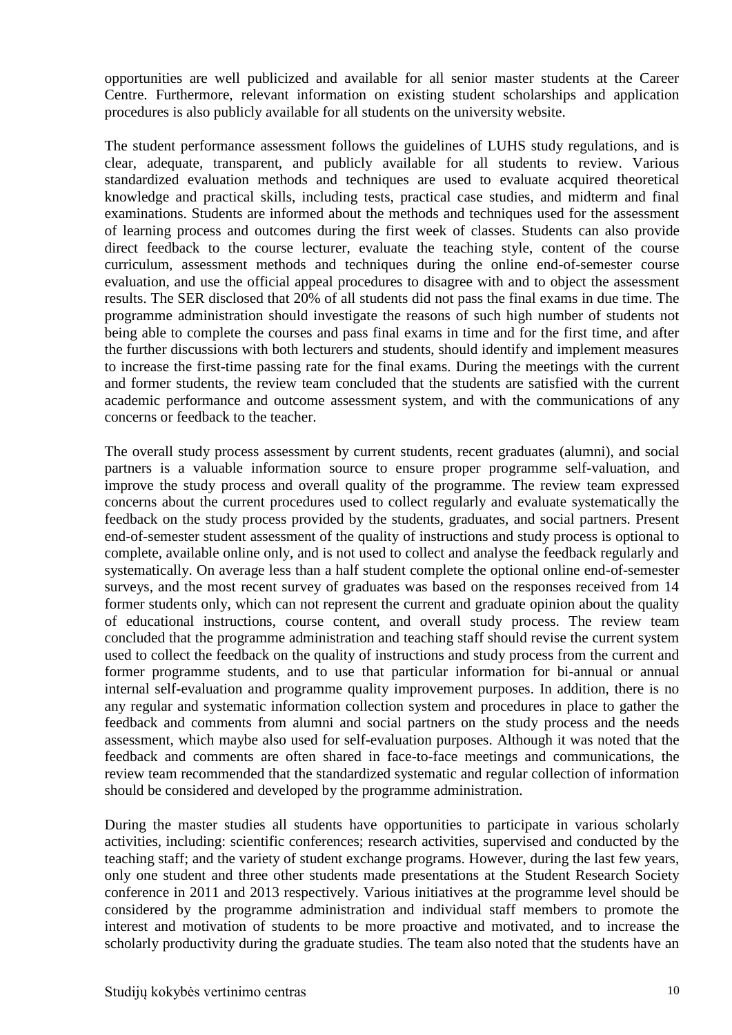opportunities are well publicized and available for all senior master students at the Career Centre. Furthermore, relevant information on existing student scholarships and application procedures is also publicly available for all students on the university website.

The student performance assessment follows the guidelines of LUHS study regulations, and is clear, adequate, transparent, and publicly available for all students to review. Various standardized evaluation methods and techniques are used to evaluate acquired theoretical knowledge and practical skills, including tests, practical case studies, and midterm and final examinations. Students are informed about the methods and techniques used for the assessment of learning process and outcomes during the first week of classes. Students can also provide direct feedback to the course lecturer, evaluate the teaching style, content of the course curriculum, assessment methods and techniques during the online end-of-semester course evaluation, and use the official appeal procedures to disagree with and to object the assessment results. The SER disclosed that 20% of all students did not pass the final exams in due time. The programme administration should investigate the reasons of such high number of students not being able to complete the courses and pass final exams in time and for the first time, and after the further discussions with both lecturers and students, should identify and implement measures to increase the first-time passing rate for the final exams. During the meetings with the current and former students, the review team concluded that the students are satisfied with the current academic performance and outcome assessment system, and with the communications of any concerns or feedback to the teacher.

The overall study process assessment by current students, recent graduates (alumni), and social partners is a valuable information source to ensure proper programme self-valuation, and improve the study process and overall quality of the programme. The review team expressed concerns about the current procedures used to collect regularly and evaluate systematically the feedback on the study process provided by the students, graduates, and social partners. Present end-of-semester student assessment of the quality of instructions and study process is optional to complete, available online only, and is not used to collect and analyse the feedback regularly and systematically. On average less than a half student complete the optional online end-of-semester surveys, and the most recent survey of graduates was based on the responses received from 14 former students only, which can not represent the current and graduate opinion about the quality of educational instructions, course content, and overall study process. The review team concluded that the programme administration and teaching staff should revise the current system used to collect the feedback on the quality of instructions and study process from the current and former programme students, and to use that particular information for bi-annual or annual internal self-evaluation and programme quality improvement purposes. In addition, there is no any regular and systematic information collection system and procedures in place to gather the feedback and comments from alumni and social partners on the study process and the needs assessment, which maybe also used for self-evaluation purposes. Although it was noted that the feedback and comments are often shared in face-to-face meetings and communications, the review team recommended that the standardized systematic and regular collection of information should be considered and developed by the programme administration.

During the master studies all students have opportunities to participate in various scholarly activities, including: scientific conferences; research activities, supervised and conducted by the teaching staff; and the variety of student exchange programs. However, during the last few years, only one student and three other students made presentations at the Student Research Society conference in 2011 and 2013 respectively. Various initiatives at the programme level should be considered by the programme administration and individual staff members to promote the interest and motivation of students to be more proactive and motivated, and to increase the scholarly productivity during the graduate studies. The team also noted that the students have an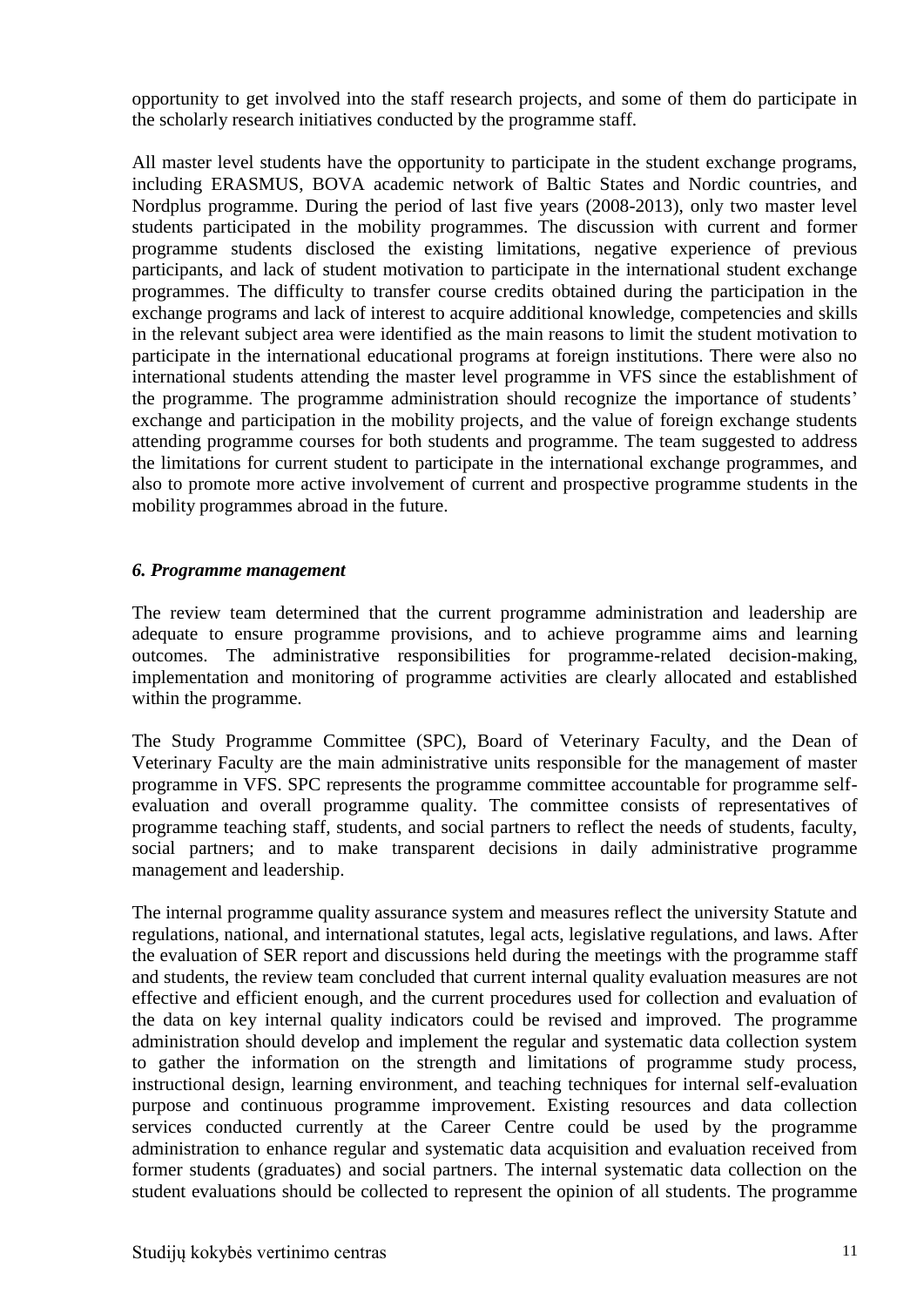opportunity to get involved into the staff research projects, and some of them do participate in the scholarly research initiatives conducted by the programme staff.

All master level students have the opportunity to participate in the student exchange programs, including ERASMUS, BOVA academic network of Baltic States and Nordic countries, and Nordplus programme. During the period of last five years (2008-2013), only two master level students participated in the mobility programmes. The discussion with current and former programme students disclosed the existing limitations, negative experience of previous participants, and lack of student motivation to participate in the international student exchange programmes. The difficulty to transfer course credits obtained during the participation in the exchange programs and lack of interest to acquire additional knowledge, competencies and skills in the relevant subject area were identified as the main reasons to limit the student motivation to participate in the international educational programs at foreign institutions. There were also no international students attending the master level programme in VFS since the establishment of the programme. The programme administration should recognize the importance of students' exchange and participation in the mobility projects, and the value of foreign exchange students attending programme courses for both students and programme. The team suggested to address the limitations for current student to participate in the international exchange programmes, and also to promote more active involvement of current and prospective programme students in the mobility programmes abroad in the future.

### *6. Programme management*

The review team determined that the current programme administration and leadership are adequate to ensure programme provisions, and to achieve programme aims and learning outcomes. The administrative responsibilities for programme-related decision-making, implementation and monitoring of programme activities are clearly allocated and established within the programme.

The Study Programme Committee (SPC), Board of Veterinary Faculty, and the Dean of Veterinary Faculty are the main administrative units responsible for the management of master programme in VFS. SPC represents the programme committee accountable for programme self-evaluation and overall programme quality. The committee consists of representatives of programme teaching staff, students, and social partners to reflect the needs of students, faculty, social partners; and to make transparent decisions in daily administrative programme management and leadership.

The internal programme quality assurance system and measures reflect the university Statute and regulations, national, and international statutes, legal acts, legislative regulations, and laws. After the evaluation of SER report and discussions held during the meetings with the programme staff and students, the review team concluded that current internal quality evaluation measures are not effective and efficient enough, and the current procedures used for collection and evaluation of the data on key internal quality indicators could be revised and improved. The programme administration should develop and implement the regular and systematic data collection system to gather the information on the strength and limitations of programme study process, instructional design, learning environment, and teaching techniques for internal self-evaluation purpose and continuous programme improvement. Existing resources and data collection services conducted currently at the Career Centre could be used by the programme administration to enhance regular and systematic data acquisition and evaluation received from former students (graduates) and social partners. The internal systematic data collection on the student evaluations should be collected to represent the opinion of all students. The programme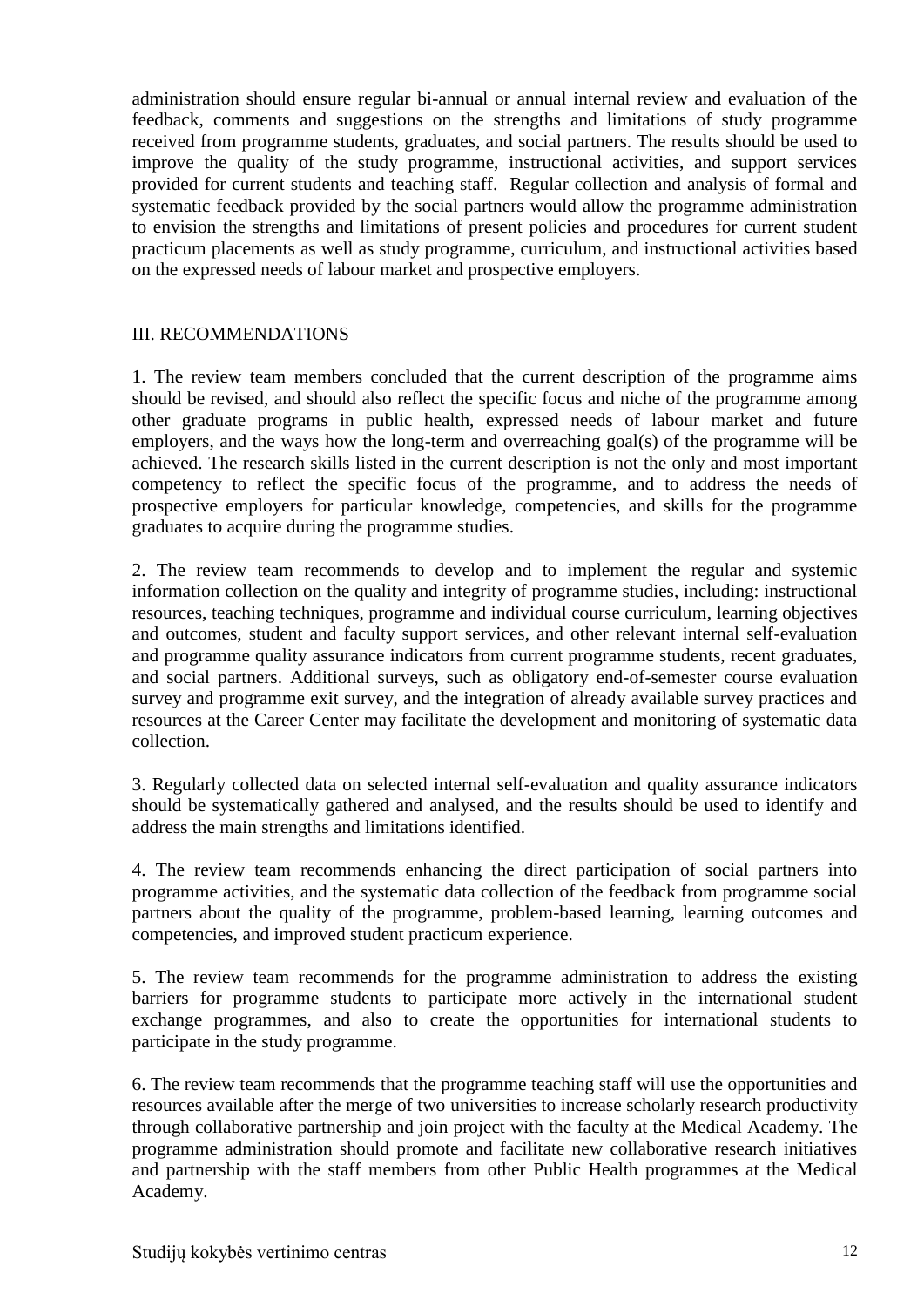administration should ensure regular bi-annual or annual internal review and evaluation of the feedback, comments and suggestions on the strengths and limitations of study programme received from programme students, graduates, and social partners. The results should be used to improve the quality of the study programme, instructional activities, and support services provided for current students and teaching staff. Regular collection and analysis of formal and systematic feedback provided by the social partners would allow the programme administration to envision the strengths and limitations of present policies and procedures for current student practicum placements as well as study programme, curriculum, and instructional activities based on the expressed needs of labour market and prospective employers.

## III. RECOMMENDATIONS

1. The review team members concluded that the current description of the programme aims should be revised, and should also reflect the specific focus and niche of the programme among other graduate programs in public health, expressed needs of labour market and future employers, and the ways how the long-term and overreaching goal(s) of the programme will be achieved. The research skills listed in the current description is not the only and most important competency to reflect the specific focus of the programme, and to address the needs of prospective employers for particular knowledge, competencies, and skills for the programme graduates to acquire during the programme studies.

2. The review team recommends to develop and to implement the regular and systemic information collection on the quality and integrity of programme studies, including: instructional resources, teaching techniques, programme and individual course curriculum, learning objectives and outcomes, student and faculty support services, and other relevant internal self-evaluation and programme quality assurance indicators from current programme students, recent graduates, and social partners. Additional surveys, such as obligatory end-of-semester course evaluation survey and programme exit survey, and the integration of already available survey practices and resources at the Career Center may facilitate the development and monitoring of systematic data collection.

3. Regularly collected data on selected internal self-evaluation and quality assurance indicators should be systematically gathered and analysed, and the results should be used to identify and address the main strengths and limitations identified.

4. The review team recommends enhancing the direct participation of social partners into programme activities, and the systematic data collection of the feedback from programme social partners about the quality of the programme, problem-based learning, learning outcomes and competencies, and improved student practicum experience.

5. The review team recommends for the programme administration to address the existing barriers for programme students to participate more actively in the international student exchange programmes, and also to create the opportunities for international students to participate in the study programme.

6. The review team recommends that the programme teaching staff will use the opportunities and resources available after the merge of two universities to increase scholarly research productivity through collaborative partnership and join project with the faculty at the Medical Academy. The programme administration should promote and facilitate new collaborative research initiatives and partnership with the staff members from other Public Health programmes at the Medical Academy.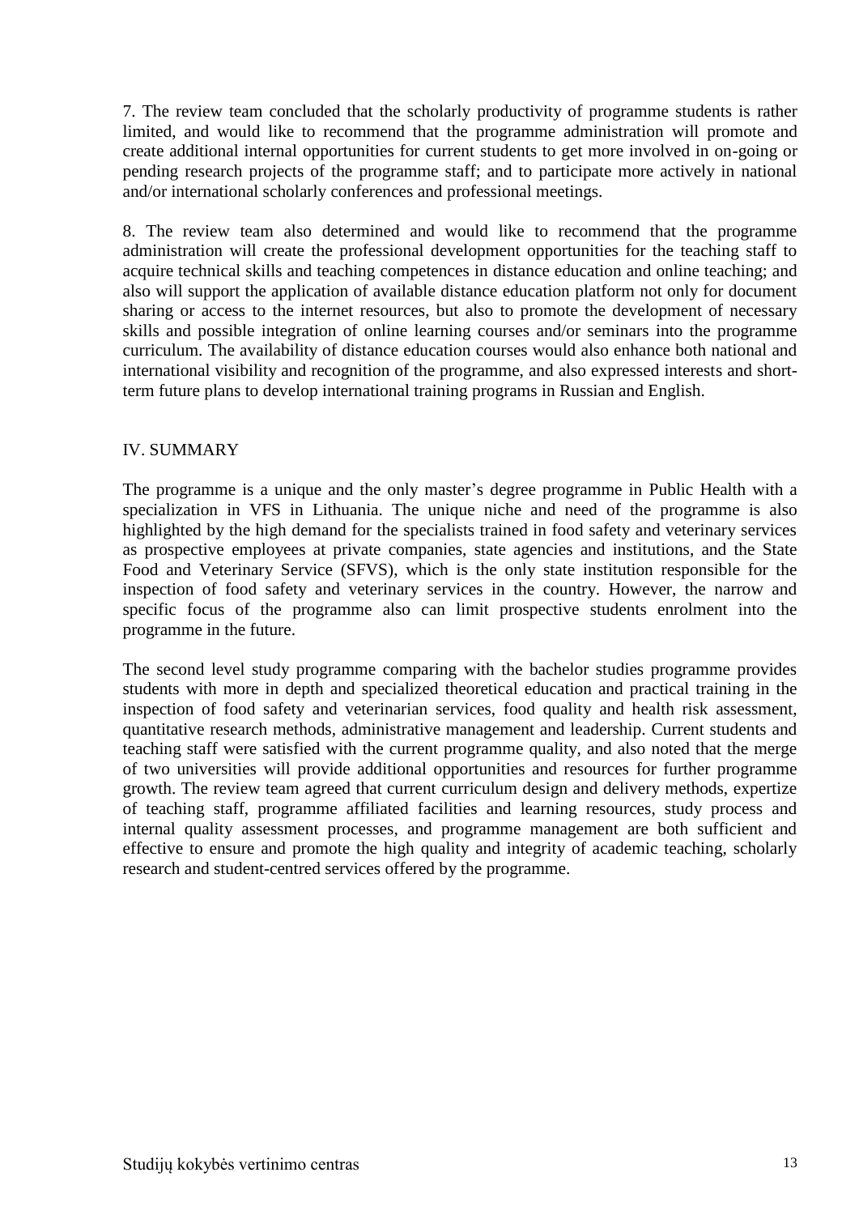7. The review team concluded that the scholarly productivity of programme students is rather limited, and would like to recommend that the programme administration will promote and create additional internal opportunities for current students to get more involved in on-going or pending research projects of the programme staff; and to participate more actively in national and/or international scholarly conferences and professional meetings.

8. The review team also determined and would like to recommend that the programme administration will create the professional development opportunities for the teaching staff to acquire technical skills and teaching competences in distance education and online teaching; and also will support the application of available distance education platform not only for document sharing or access to the internet resources, but also to promote the development of necessary skills and possible integration of online learning courses and/or seminars into the programme curriculum. The availability of distance education courses would also enhance both national and international visibility and recognition of the programme, and also expressed interests and short-term future plans to develop international training programs in Russian and English.

## IV. SUMMARY

The programme is a unique and the only master's degree programme in Public Health with a specialization in VFS in Lithuania. The unique niche and need of the programme is also highlighted by the high demand for the specialists trained in food safety and veterinary services as prospective employees at private companies, state agencies and institutions, and the State Food and Veterinary Service (SFVS), which is the only state institution responsible for the inspection of food safety and veterinary services in the country. However, the narrow and specific focus of the programme also can limit prospective students enrolment into the programme in the future.

The second level study programme comparing with the bachelor studies programme provides students with more in depth and specialized theoretical education and practical training in the inspection of food safety and veterinarian services, food quality and health risk assessment, quantitative research methods, administrative management and leadership. Current students and teaching staff were satisfied with the current programme quality, and also noted that the merge of two universities will provide additional opportunities and resources for further programme growth. The review team agreed that current curriculum design and delivery methods, expertize of teaching staff, programme affiliated facilities and learning resources, study process and internal quality assessment processes, and programme management are both sufficient and effective to ensure and promote the high quality and integrity of academic teaching, scholarly research and student-centred services offered by the programme.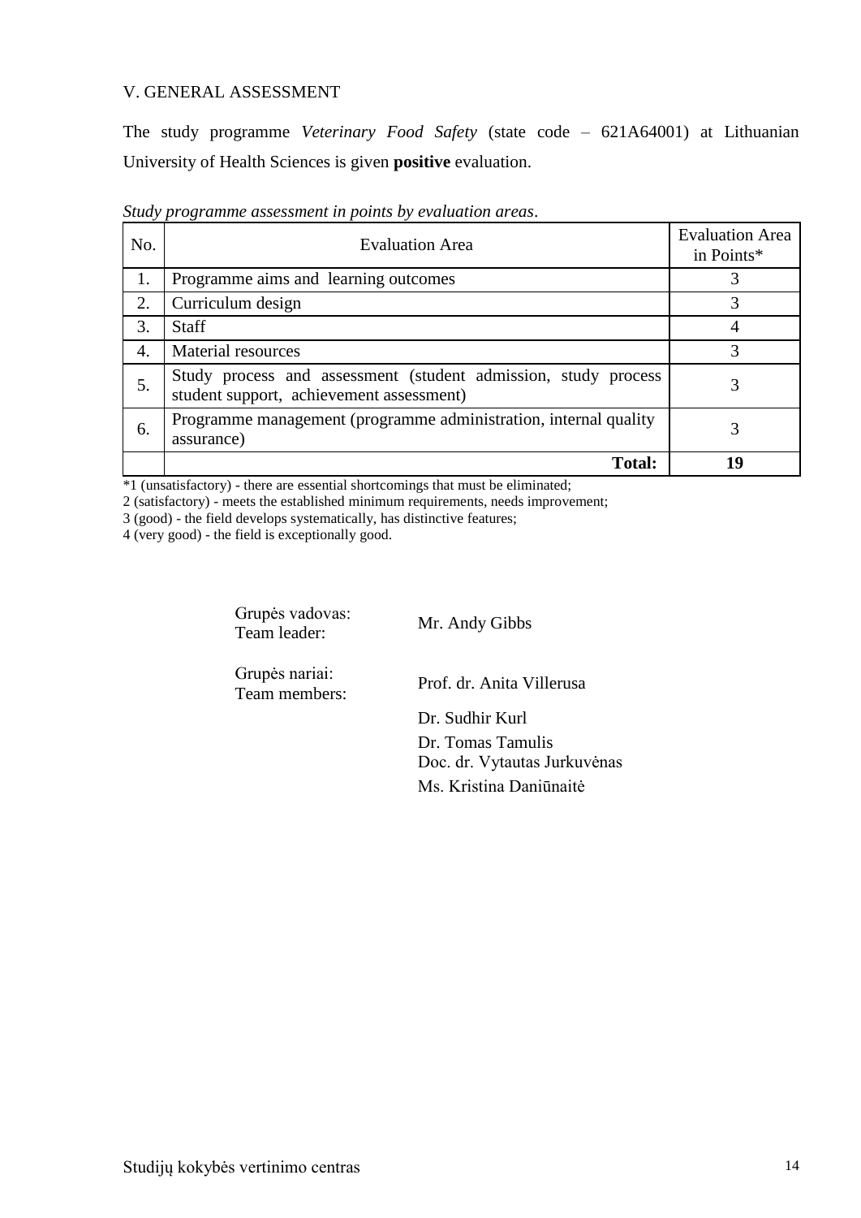## V. GENERAL ASSESSMENT

The study programme *Veterinary Food Safety* (state code – 621A64001) at Lithuanian University of Health Sciences is given **positive** evaluation.

*Study programme assessment in points by evaluation areas*.

| No. | Evaluation Area | Evaluation Area in Points* |
|---|---|---|
| 1. | Programme aims and learning outcomes | 3 |
| 2. | Curriculum design | 3 |
| 3. | Staff | 4 |
| 4. | Material resources | 3 |
| 5. | Study process and assessment (student admission, study process student support, achievement assessment) | 3 |
| 6. | Programme management (programme administration, internal quality assurance) | 3 |
| | **Total:** | **19** |

*1 (unsatisfactory) - there are essential shortcomings that must be eliminated;
2 (satisfactory) - meets the established minimum requirements, needs improvement;
3 (good) - the field develops systematically, has distinctive features;
4 (very good) - the field is exceptionally good.

Grupės vadovas:
Team leader: Mr. Andy Gibbs

Grupės nariai:
Team members: Prof. dr. Anita Villerusa

Dr. Sudhir Kurl

Dr. Tomas Tamulis

Doc. dr. Vytautas Jurkuvėnas

Ms. Kristina Daniūnaitė

Studijų kokybės vertinimo centras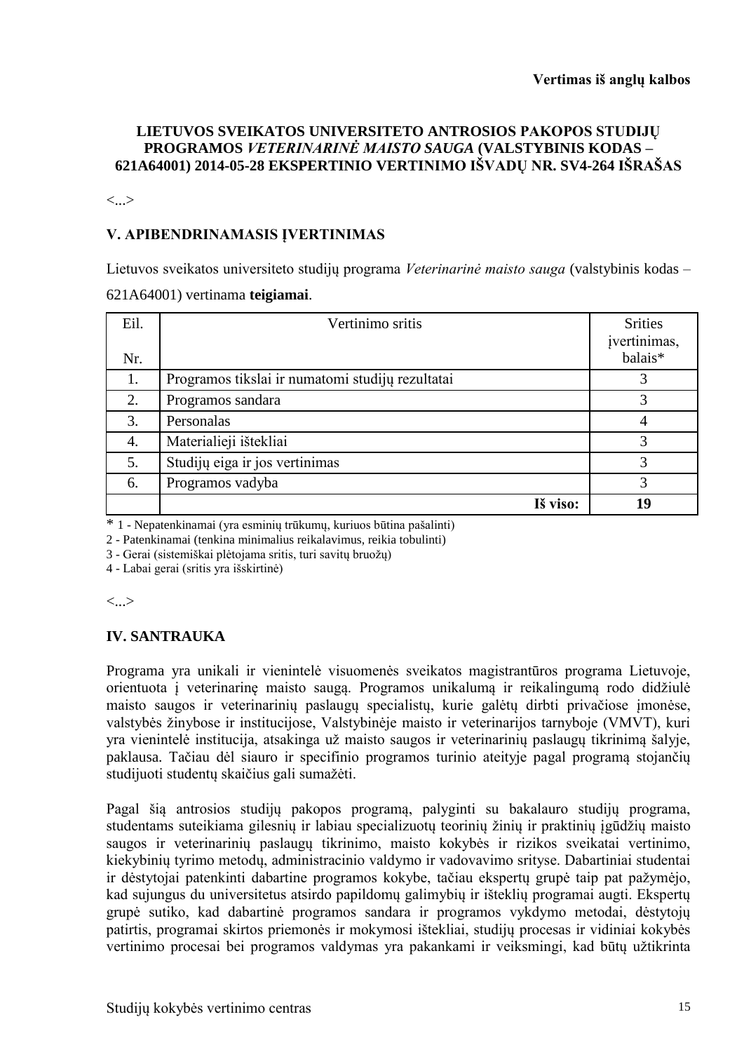**Vertimas iš anglų kalbos**

**LIETUVOS SVEIKATOS UNIVERSITETO ANTROSIOS PAKOPOS STUDIJŲ PROGRAMOS *VETERINARINĖ MAISTO SAUGA* (VALSTYBINIS KODAS – 621A64001) 2014-05-28 EKSPERTINIO VERTINIMO IŠVADŲ NR. SV4-264 IŠRAŠAS**

<...>

## V. APIBENDRINAMASIS ĮVERTINIMAS

Lietuvos sveikatos universiteto studijų programa *Veterinarinė maisto sauga* (valstybinis kodas – 621A64001) vertinama **teigiamai**.

| Eil. Nr. | Vertinimo sritis | Srities įvertinimas, balais* |
|---|---|---|
| 1. | Programos tikslai ir numatomi studijų rezultatai | 3 |
| 2. | Programos sandara | 3 |
| 3. | Personalas | 4 |
| 4. | Materialieji ištekliai | 3 |
| 5. | Studijų eiga ir jos vertinimas | 3 |
| 6. | Programos vadyba | 3 |
| | **Iš viso:** | **19** |

* 1 - Nepatenkinamai (yra esminių trūkumų, kuriuos būtina pašalinti)
2 - Patenkinamai (tenkina minimalius reikalavimus, reikia tobulinti)
3 - Gerai (sistemiškai plėtojama sritis, turi savitų bruožų)
4 - Labai gerai (sritis yra išskirtinė)

<...>

## IV. SANTRAUKA

Programa yra unikali ir vienintelė visuomenės sveikatos magistrantūros programa Lietuvoje, orientuota į veterinarinę maisto saugą. Programos unikalumą ir reikalingumą rodo didžiulė maisto saugos ir veterinarinių paslaugų specialistų, kurie galėtų dirbti privačiose įmonėse, valstybės žinybose ir institucijose, Valstybinėje maisto ir veterinarijos tarnyboje (VMVT), kuri yra vienintelė institucija, atsakinga už maisto saugos ir veterinarinių paslaugų tikrinimą šalyje, paklausa. Tačiau dėl siauro ir specifinio programos turinio ateityje pagal programą stojančių studijuoti studentų skaičius gali sumažėti.

Pagal šią antrosios studijų pakopos programą, palyginti su bakalauro studijų programa, studentams suteikiama gilesnių ir labiau specializuotų teorinių žinių ir praktinių įgūdžių maisto saugos ir veterinarinių paslaugų tikrinimo, maisto kokybės ir rizikos sveikatai vertinimo, kiekybinių tyrimo metodų, administracinio valdymo ir vadovavimo srityse. Dabartiniai studentai ir dėstytojai patenkinti dabartine programos kokybe, tačiau ekspertų grupė taip pat pažymėjo, kad sujungus du universitetus atsirdo papildomų galimybių ir išteklių programai augti. Ekspertų grupė sutiko, kad dabartinė programos sandara ir programos vykdymo metodai, dėstytojų patirtis, programai skirtos priemonės ir mokymosi ištekliai, studijų procesas ir vidiniai kokybės vertinimo procesai bei programos valdymas yra pakankami ir veiksmingi, kad būtų užtikrinta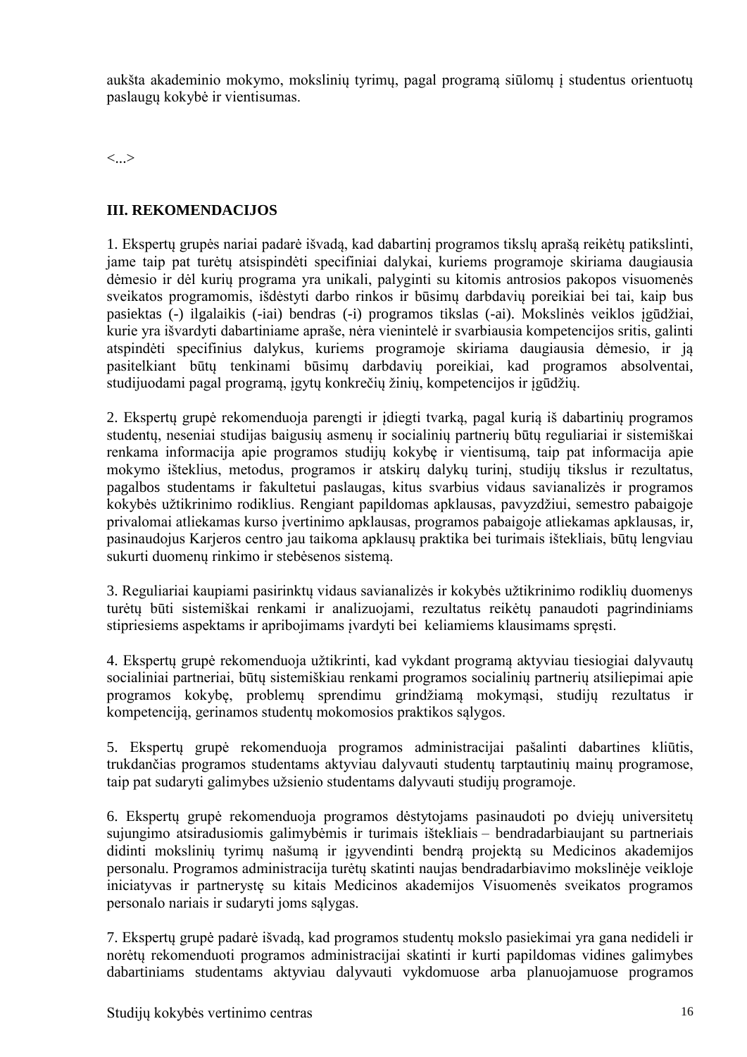aukšta akademinio mokymo, mokslinių tyrimų, pagal programą siūlomų į studentus orientuotų paslaugų kokybė ir vientisumas.

<...>

### III. REKOMENDACIJOS

1. Ekspertų grupės nariai padarė išvadą, kad dabartinį programos tikslų aprašą reikėtų patikslinti, jame taip pat turėtų atsispindėti specifiniai dalykai, kuriems programoje skiriama daugiausia dėmesio ir dėl kurių programa yra unikali, palyginti su kitomis antrosios pakopos visuomenės sveikatos programomis, išdėstyti darbo rinkos ir būsimų darbdavių poreikiai bei tai, kaip bus pasiektas (-) ilgalaikis (-iai) bendras (-i) programos tikslas (-ai). Mokslinės veiklos įgūdžiai, kurie yra išvardyti dabartiniame apraše, nėra vienintelė ir svarbiausia kompetencijos sritis, galinti atspindėti specifinius dalykus, kuriems programoje skiriama daugiausia dėmesio, ir ją pasitelkiant būtų tenkinami būsimų darbdavių poreikiai, kad programos absolventai, studijuodami pagal programą, įgytų konkrečių žinių, kompetencijos ir įgūdžių.

2. Ekspertų grupė rekomenduoja parengti ir įdiegti tvarką, pagal kurią iš dabartinių programos studentų, neseniai studijas baigusių asmenų ir socialinių partnerių būtų reguliariai ir sistemiškai renkama informacija apie programos studijų kokybę ir vientisumą, taip pat informacija apie mokymo išteklius, metodus, programos ir atskirų dalykų turinį, studijų tikslus ir rezultatus, pagalbos studentams ir fakultetui paslaugas, kitus svarbius vidaus savianalizės ir programos kokybės užtikrinimo rodiklius. Rengiant papildomas apklausas, pavyzdžiui, semestro pabaigoje privalomai atliekamas kurso įvertinimo apklausas, programos pabaigoje atliekamas apklausas, ir, pasinaudojus Karjeros centro jau taikoma apklausų praktika bei turimais ištekliais, būtų lengviau sukurti duomenų rinkimo ir stebėsenos sistemą.

3. Reguliariai kaupiami pasirinktų vidaus savianalizės ir kokybės užtikrinimo rodiklių duomenys turėtų būti sistemiškai renkami ir analizuojami, rezultatus reikėtų panaudoti pagrindiniams stipriesiems aspektams ir apribojimams įvardyti bei keliamiems klausimams spręsti.

4. Ekspertų grupė rekomenduoja užtikrinti, kad vykdant programą aktyviau tiesiogiai dalyvautų socialiniai partneriai, būtų sistemiškiau renkami programos socialinių partnerių atsiliepimai apie programos kokybę, problemų sprendimu grindžiamą mokymąsi, studijų rezultatus ir kompetenciją, gerinamos studentų mokomosios praktikos sąlygos.

5. Ekspertų grupė rekomenduoja programos administracijai pašalinti dabartines kliūtis, trukdančias programos studentams aktyviau dalyvauti studentų tarptautinių mainų programose, taip pat sudaryti galimybes užsienio studentams dalyvauti studijų programoje.

6. Ekspertų grupė rekomenduoja programos dėstytojams pasinaudoti po dviejų universitetų sujungimo atsiradusiomis galimybėmis ir turimais ištekliais – bendradarbiaujant su partneriais didinti mokslinių tyrimų našumą ir įgyvendinti bendrą projektą su Medicinos akademijos personalu. Programos administracija turėtų skatinti naujas bendradarbiavimo mokslinėje veikloje iniciatyvas ir partnerystę su kitais Medicinos akademijos Visuomenės sveikatos programos personalo nariais ir sudaryti joms sąlygas.

7. Ekspertų grupė padarė išvadą, kad programos studentų mokslo pasiekimai yra gana nedideli ir norėtų rekomenduoti programos administracijai skatinti ir kurti papildomas vidines galimybes dabartiniams studentams aktyviau dalyvauti vykdomuose arba planuojamuose programos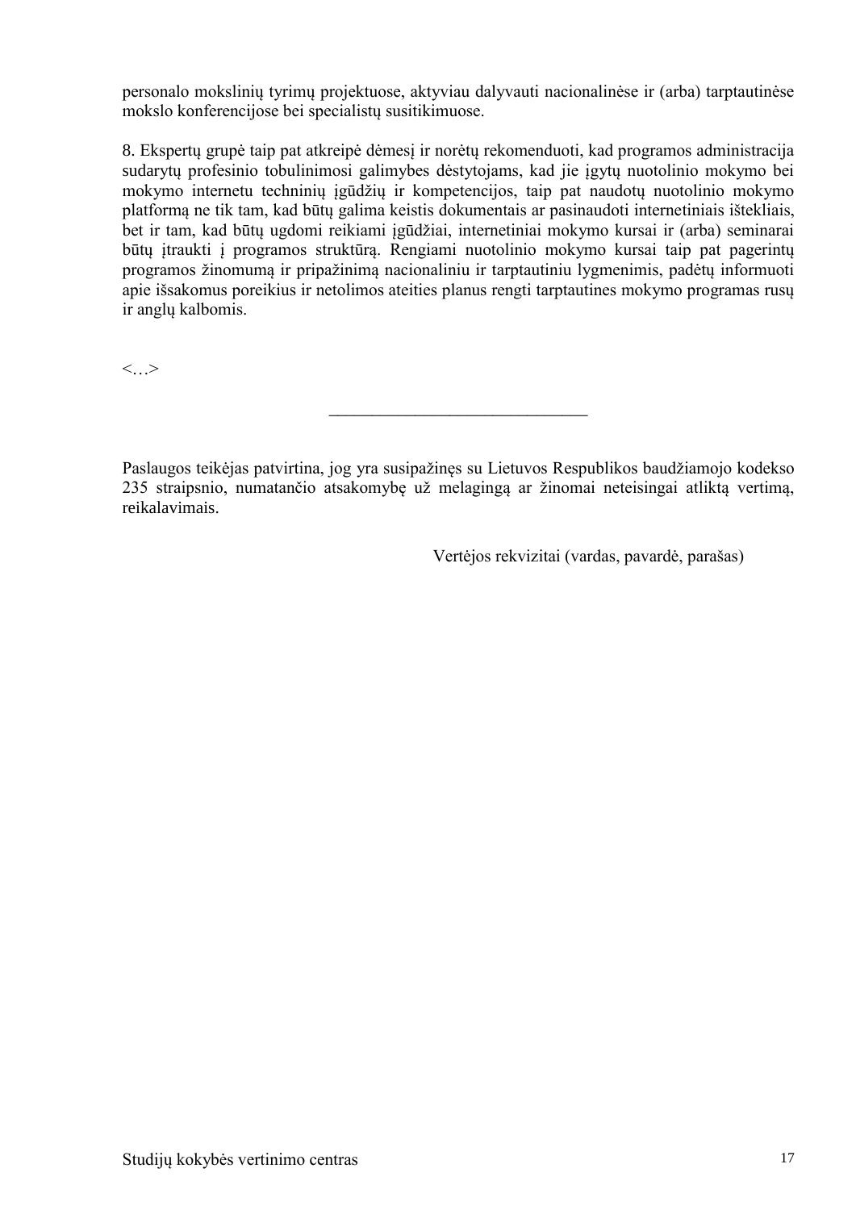personalo mokslinių tyrimų projektuose, aktyviau dalyvauti nacionalinėse ir (arba) tarptautinėse mokslo konferencijose bei specialistų susitikimuose.

8. Ekspertų grupė taip pat atkreipė dėmesį ir norėtų rekomenduoti, kad programos administracija sudarytų profesinio tobulinimosi galimybes dėstytojams, kad jie įgytų nuotolinio mokymo bei mokymo internetu techninių įgūdžių ir kompetencijos, taip pat naudotų nuotolinio mokymo platformą ne tik tam, kad būtų galima keistis dokumentais ar pasinaudoti internetiniais ištekliais, bet ir tam, kad būtų ugdomi reikiami įgūdžiai, internetiniai mokymo kursai ir (arba) seminarai būtų įtraukti į programos struktūrą. Rengiami nuotolinio mokymo kursai taip pat pagerintų programos žinomumą ir pripažinimą nacionaliniu ir tarptautiniu lygmenimis, padėtų informuoti apie išsakomus poreikius ir netolimos ateities planus rengti tarptautines mokymo programas rusų ir anglų kalbomis.

<…>

______________________________

Paslaugos teikėjas patvirtina, jog yra susipažinęs su Lietuvos Respublikos baudžiamojo kodekso 235 straipsnio, numatančio atsakomybę už melagingą ar žinomai neteisingai atliktą vertimą, reikalavimais.

Vertėjos rekvizitai (vardas, pavardė, parašas)